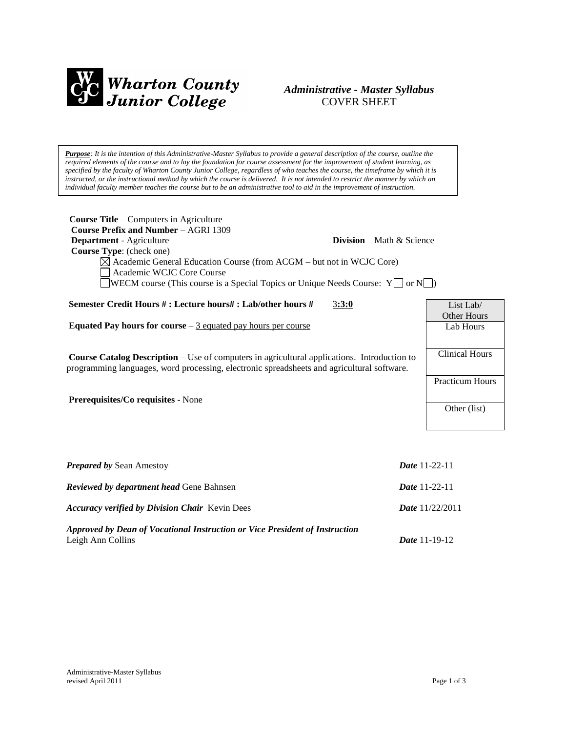# Wharton County Junior College

## *Administrative - Master Syllabus*
COVER SHEET

***Purpose****: It is the intention of this Administrative-Master Syllabus to provide a general description of the course, outline the required elements of the course and to lay the foundation for course assessment for the improvement of student learning, as specified by the faculty of Wharton County Junior College, regardless of who teaches the course, the timeframe by which it is instructed, or the instructional method by which the course is delivered. It is not intended to restrict the manner by which an individual faculty member teaches the course but to be an administrative tool to aid in the improvement of instruction.*

**Course Title** – Computers in Agriculture
**Course Prefix and Number** – AGRI 1309
**Department** - Agriculture **Division** – Math & Science
**Course Type**: (check one)

- ☒ Academic General Education Course (from ACGM – but not in WCJC Core)
- ☐ Academic WCJC Core Course
- ☐ WECM course (This course is a Special Topics or Unique Needs Course: Y☐ or N☐)

**Semester Credit Hours # : Lecture hours# : Lab/other hours #** 3**:3:0**

**Equated Pay hours for course** – 3 equated pay hours per course

**Course Catalog Description** – Use of computers in agricultural applications. Introduction to programming languages, word processing, electronic spreadsheets and agricultural software.

**Prerequisites/Co requisites** - None

| List Lab/ Other Hours |
|---|
| Lab Hours |
| Clinical Hours |
| Practicum Hours |
| Other (list) |

***Prepared by*** Sean Amestoy ***Date*** 11-22-11

***Reviewed by department head*** Gene Bahnsen ***Date*** 11-22-11

***Accuracy verified by Division Chair*** Kevin Dees ***Date*** 11/22/2011

***Approved by Dean of Vocational Instruction or Vice President of Instruction***
Leigh Ann Collins ***Date*** 11-19-12

Administrative-Master Syllabus
revised April 2011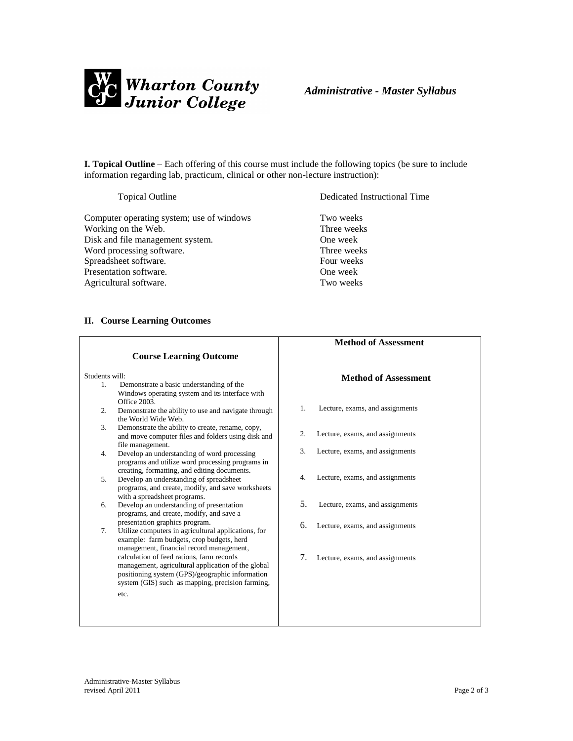Wharton County Junior College — *Administrative - Master Syllabus*

**I. Topical Outline** – Each offering of this course must include the following topics (be sure to include information regarding lab, practicum, clinical or other non-lecture instruction):

| Topical Outline | Dedicated Instructional Time |
|---|---|
| Computer operating system; use of windows | Two weeks |
| Working on the Web. | Three weeks |
| Disk and file management system. | One week |
| Word processing software. | Three weeks |
| Spreadsheet software. | Four weeks |
| Presentation software. | One week |
| Agricultural software. | Two weeks |

## II. Course Learning Outcomes

| Course Learning Outcome | Method of Assessment |
|---|---|
| Students will: | Method of Assessment |
| 1. Demonstrate a basic understanding of the Windows operating system and its interface with Office 2003. | 1. Lecture, exams, and assignments |
| 2. Demonstrate the ability to use and navigate through the World Wide Web. | 2. Lecture, exams, and assignments |
| 3. Demonstrate the ability to create, rename, copy, and move computer files and folders using disk and file management. | 3. Lecture, exams, and assignments |
| 4. Develop an understanding of word processing programs and utilize word processing programs in creating, formatting, and editing documents. | 4. Lecture, exams, and assignments |
| 5. Develop an understanding of spreadsheet programs, and create, modify, and save worksheets with a spreadsheet programs. | 5. Lecture, exams, and assignments |
| 6. Develop an understanding of presentation programs, and create, modify, and save a presentation graphics program. | 6. Lecture, exams, and assignments |
| 7. Utilize computers in agricultural applications, for example: farm budgets, crop budgets, herd management, financial record management, calculation of feed rations, farm records management, agricultural application of the global positioning system (GPS)/geographic information system (GIS) such as mapping, precision farming, etc. | 7. Lecture, exams, and assignments |

Administrative-Master Syllabus
revised April 2011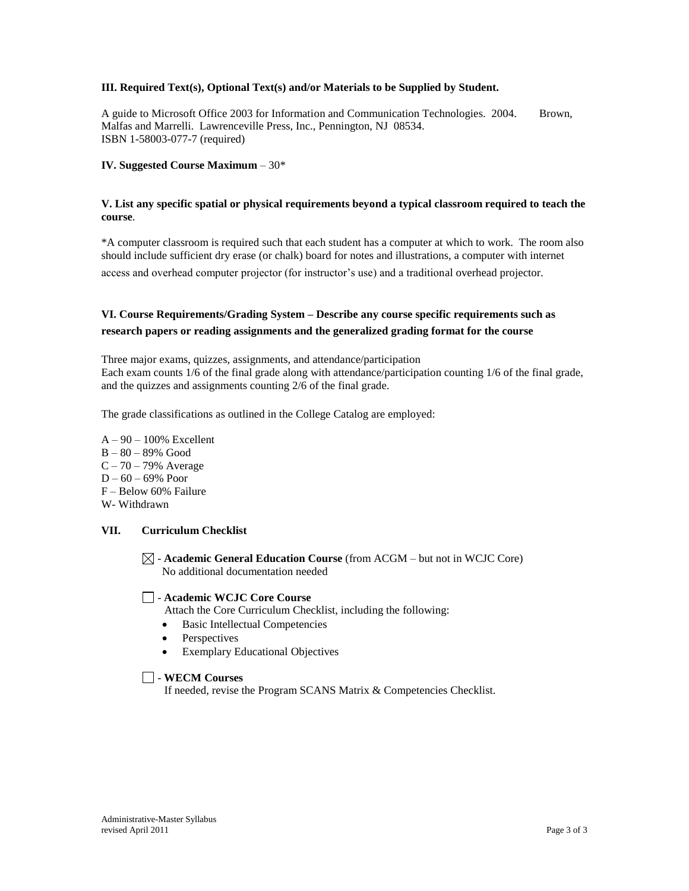**III. Required Text(s), Optional Text(s) and/or Materials to be Supplied by Student.**

A guide to Microsoft Office 2003 for Information and Communication Technologies. 2004. Brown, Malfas and Marrelli. Lawrenceville Press, Inc., Pennington, NJ 08534.
ISBN 1-58003-077-7 (required)

**IV. Suggested Course Maximum** – 30*

**V. List any specific spatial or physical requirements beyond a typical classroom required to teach the course**.

*A computer classroom is required such that each student has a computer at which to work. The room also should include sufficient dry erase (or chalk) board for notes and illustrations, a computer with internet access and overhead computer projector (for instructor's use) and a traditional overhead projector.

**VI. Course Requirements/Grading System – Describe any course specific requirements such as research papers or reading assignments and the generalized grading format for the course**

Three major exams, quizzes, assignments, and attendance/participation
Each exam counts 1/6 of the final grade along with attendance/participation counting 1/6 of the final grade, and the quizzes and assignments counting 2/6 of the final grade.

The grade classifications as outlined in the College Catalog are employed:

A – 90 – 100% Excellent
B – 80 – 89% Good
C – 70 – 79% Average
D – 60 – 69% Poor
F – Below 60% Failure
W- Withdrawn

**VII. Curriculum Checklist**

☒ - **Academic General Education Course** (from ACGM – but not in WCJC Core)
No additional documentation needed

☐ - **Academic WCJC Core Course**
Attach the Core Curriculum Checklist, including the following:

- Basic Intellectual Competencies
- Perspectives
- Exemplary Educational Objectives

☐ - **WECM Courses**
If needed, revise the Program SCANS Matrix & Competencies Checklist.